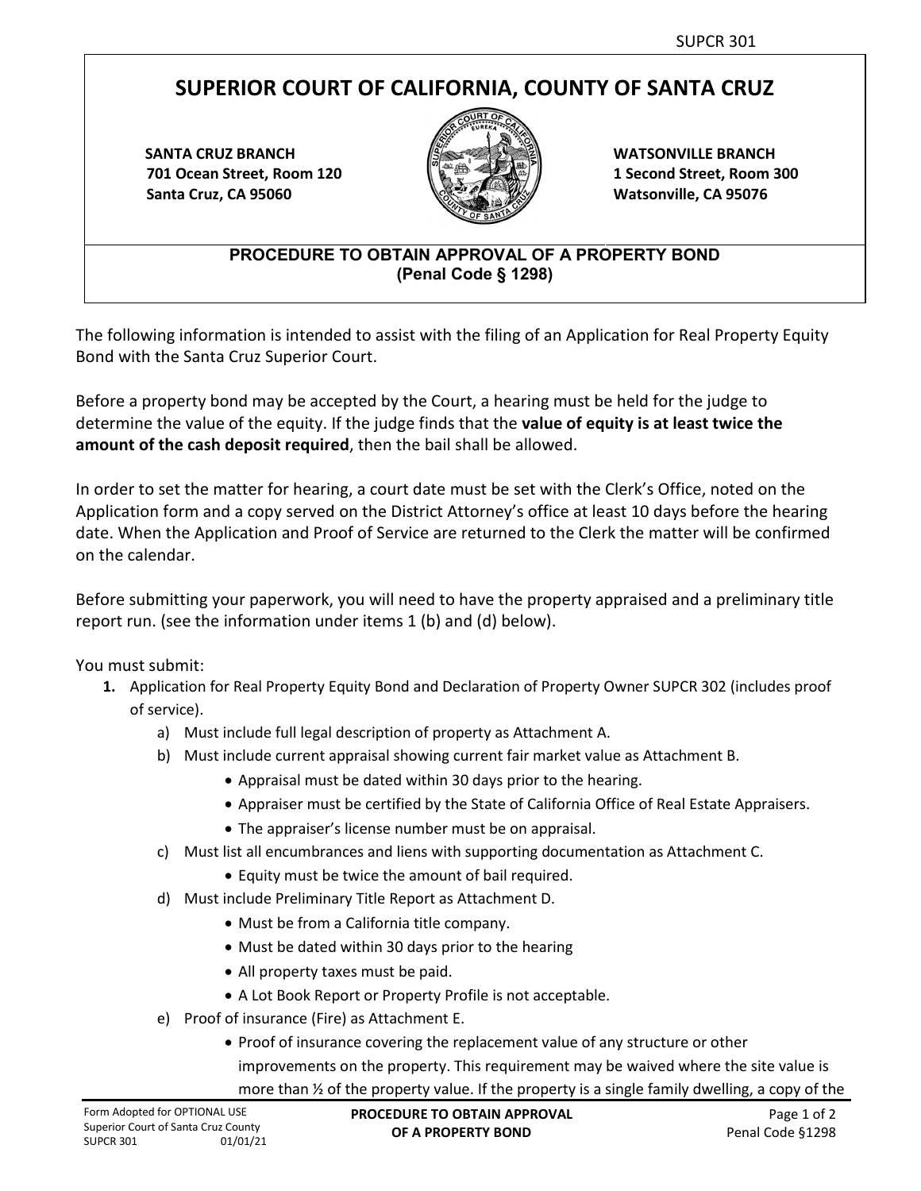SUPCR 301

# SUPERIOR COURT OF CALIFORNIA, COUNTY OF SANTA CRUZ

**SANTA CRUZ BRANCH**
**701 Ocean Street, Room 120**
**Santa Cruz, CA 95060**

**WATSONVILLE BRANCH**
**1 Second Street, Room 300**
**Watsonville, CA 95076**

## PROCEDURE TO OBTAIN APPROVAL OF A PROPERTY BOND
## (Penal Code § 1298)

The following information is intended to assist with the filing of an Application for Real Property Equity Bond with the Santa Cruz Superior Court.

Before a property bond may be accepted by the Court, a hearing must be held for the judge to determine the value of the equity. If the judge finds that the **value of equity is at least twice the amount of the cash deposit required**, then the bail shall be allowed.

In order to set the matter for hearing, a court date must be set with the Clerk's Office, noted on the Application form and a copy served on the District Attorney's office at least 10 days before the hearing date. When the Application and Proof of Service are returned to the Clerk the matter will be confirmed on the calendar.

Before submitting your paperwork, you will need to have the property appraised and a preliminary title report run. (see the information under items 1 (b) and (d) below).

You must submit:

1. Application for Real Property Equity Bond and Declaration of Property Owner SUPCR 302 (includes proof of service).
   a) Must include full legal description of property as Attachment A.
   b) Must include current appraisal showing current fair market value as Attachment B.
      - Appraisal must be dated within 30 days prior to the hearing.
      - Appraiser must be certified by the State of California Office of Real Estate Appraisers.
      - The appraiser's license number must be on appraisal.
   c) Must list all encumbrances and liens with supporting documentation as Attachment C.
      - Equity must be twice the amount of bail required.
   d) Must include Preliminary Title Report as Attachment D.
      - Must be from a California title company.
      - Must be dated within 30 days prior to the hearing
      - All property taxes must be paid.
      - A Lot Book Report or Property Profile is not acceptable.
   e) Proof of insurance (Fire) as Attachment E.
      - Proof of insurance covering the replacement value of any structure or other improvements on the property. This requirement may be waived where the site value is more than ½ of the property value. If the property is a single family dwelling, a copy of the

Form Adopted for OPTIONAL USE
Superior Court of Santa Cruz County
SUPCR 301 01/01/21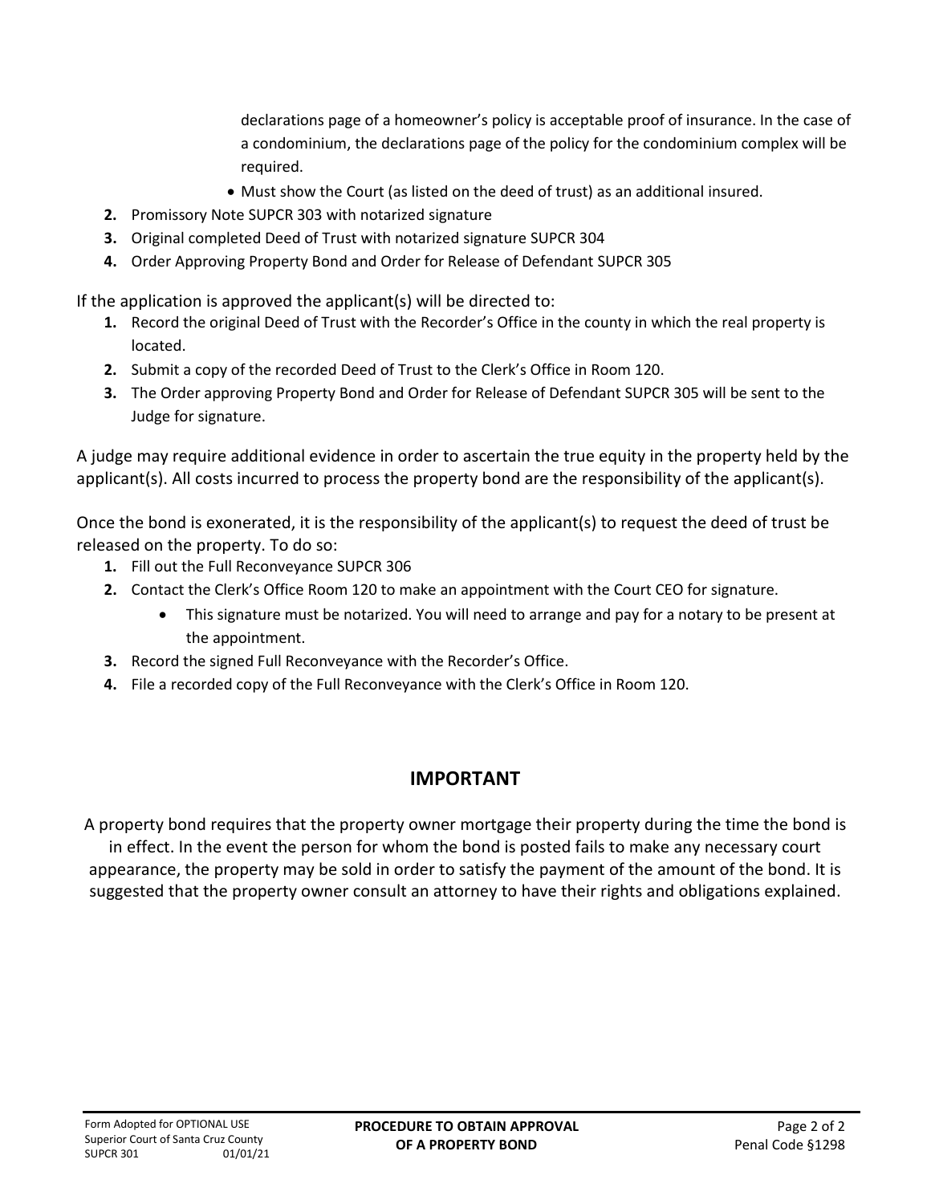declarations page of a homeowner's policy is acceptable proof of insurance. In the case of a condominium, the declarations page of the policy for the condominium complex will be required.

- Must show the Court (as listed on the deed of trust) as an additional insured.

2. Promissory Note SUPCR 303 with notarized signature
3. Original completed Deed of Trust with notarized signature SUPCR 304
4. Order Approving Property Bond and Order for Release of Defendant SUPCR 305

If the application is approved the applicant(s) will be directed to:

1. Record the original Deed of Trust with the Recorder's Office in the county in which the real property is located.
2. Submit a copy of the recorded Deed of Trust to the Clerk's Office in Room 120.
3. The Order approving Property Bond and Order for Release of Defendant SUPCR 305 will be sent to the Judge for signature.

A judge may require additional evidence in order to ascertain the true equity in the property held by the applicant(s). All costs incurred to process the property bond are the responsibility of the applicant(s).

Once the bond is exonerated, it is the responsibility of the applicant(s) to request the deed of trust be released on the property. To do so:

1. Fill out the Full Reconveyance SUPCR 306
2. Contact the Clerk's Office Room 120 to make an appointment with the Court CEO for signature.
   - This signature must be notarized. You will need to arrange and pay for a notary to be present at the appointment.
3. Record the signed Full Reconveyance with the Recorder's Office.
4. File a recorded copy of the Full Reconveyance with the Clerk's Office in Room 120.

## IMPORTANT

A property bond requires that the property owner mortgage their property during the time the bond is in effect. In the event the person for whom the bond is posted fails to make any necessary court appearance, the property may be sold in order to satisfy the payment of the amount of the bond. It is suggested that the property owner consult an attorney to have their rights and obligations explained.